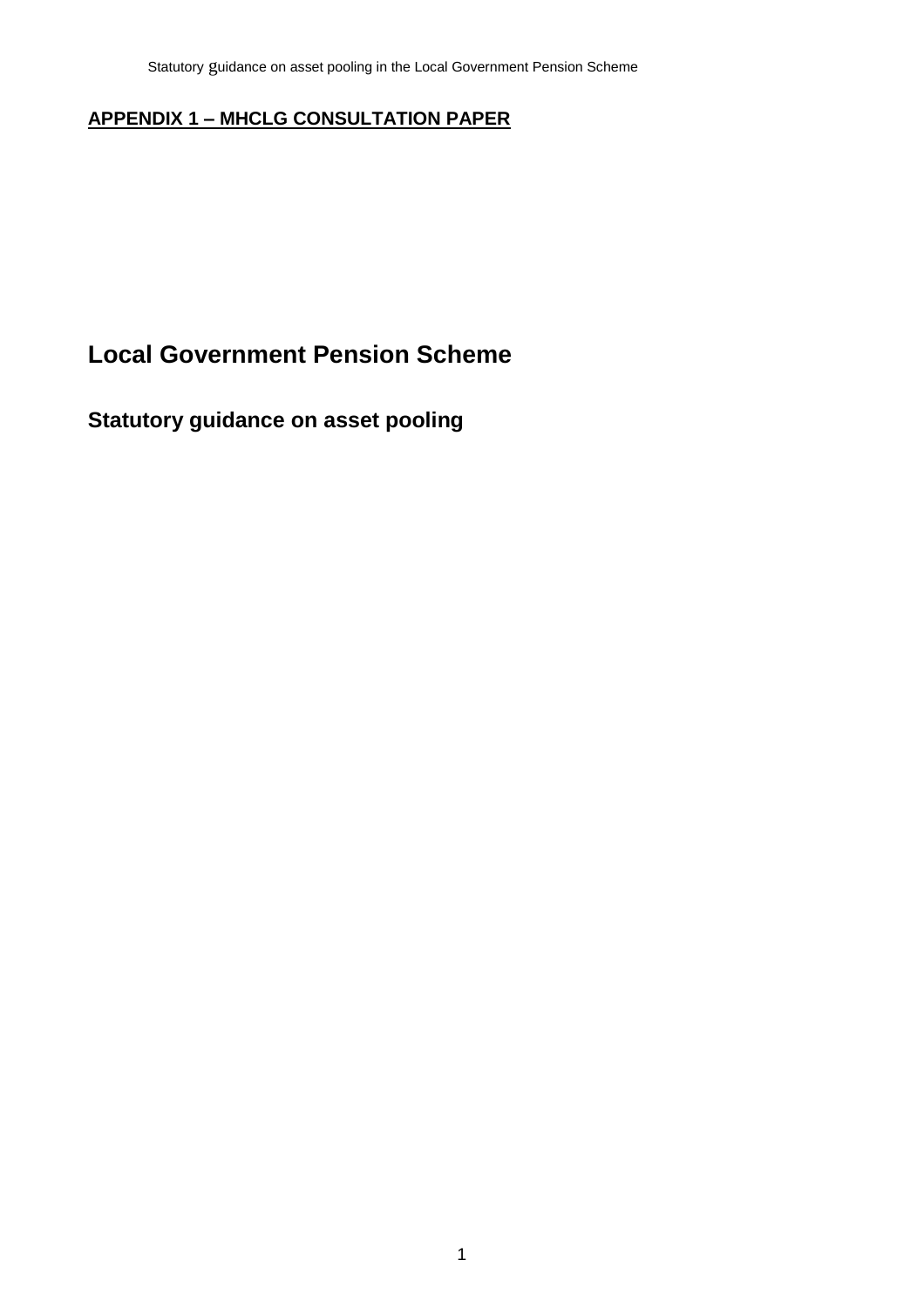**APPENDIX 1 – MHCLG CONSULTATION PAPER**

# Local Government Pension Scheme

## Statutory guidance on asset pooling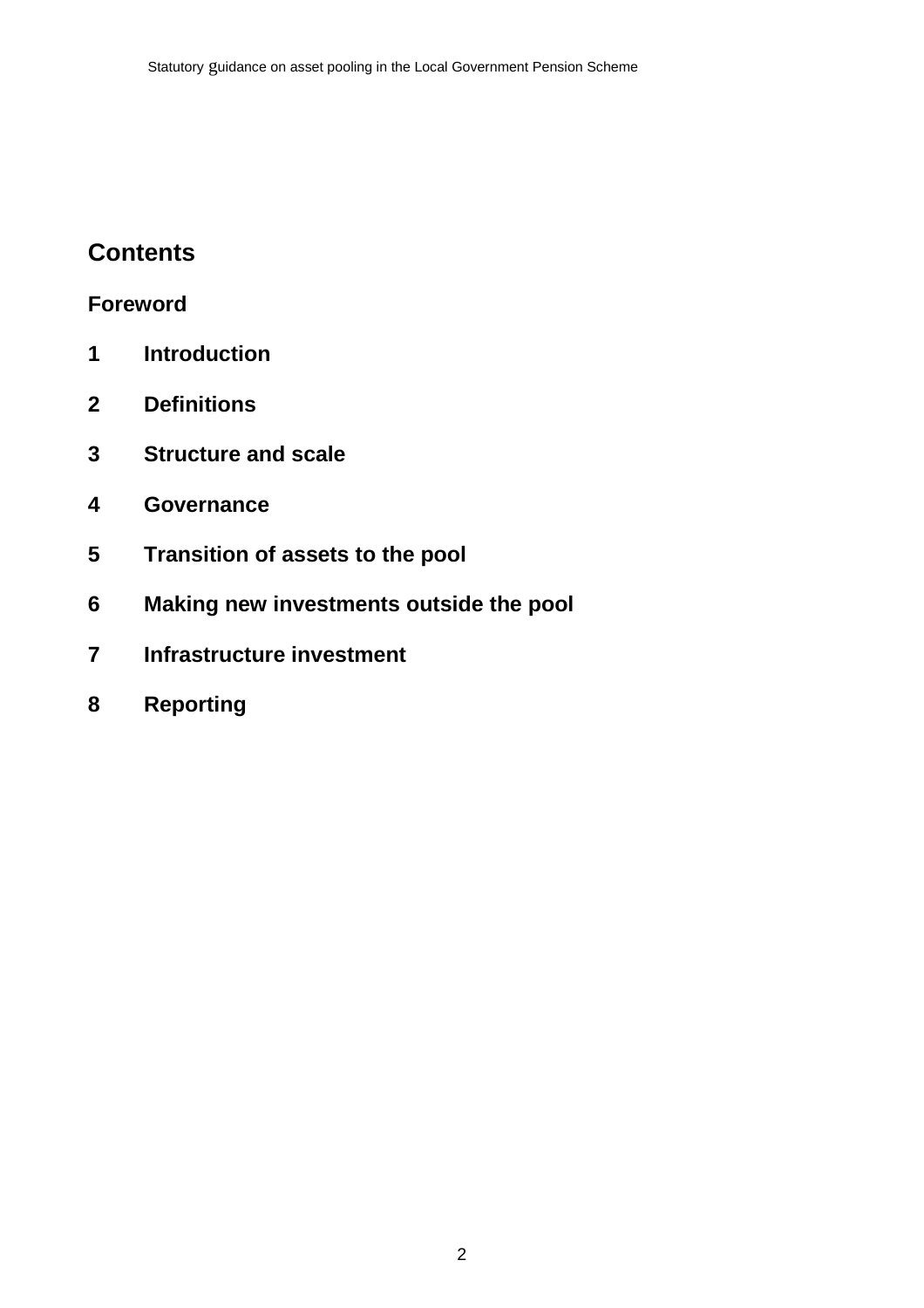## Contents

**Foreword**

1 **Introduction**

2 **Definitions**

3 **Structure and scale**

4 **Governance**

5 **Transition of assets to the pool**

6 **Making new investments outside the pool**

7 **Infrastructure investment**

8 **Reporting**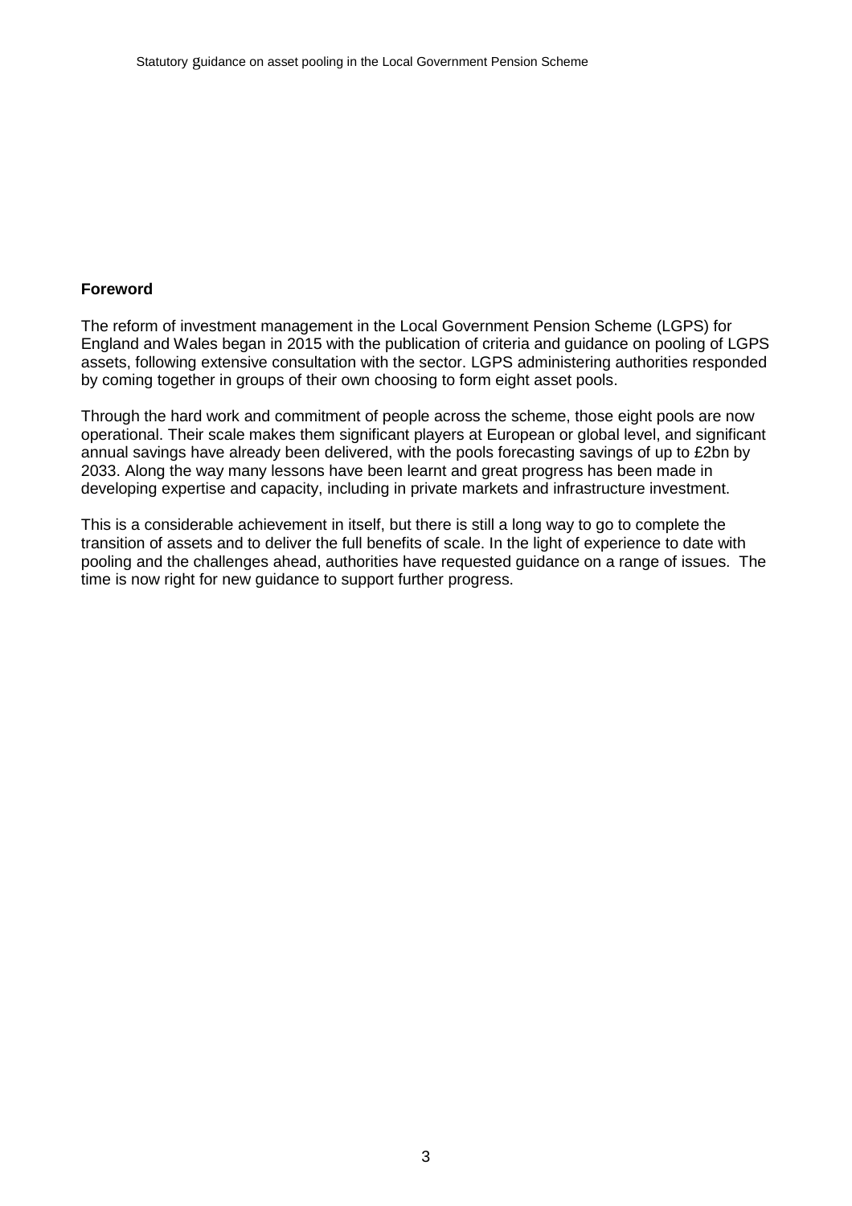## Foreword

The reform of investment management in the Local Government Pension Scheme (LGPS) for England and Wales began in 2015 with the publication of criteria and guidance on pooling of LGPS assets, following extensive consultation with the sector. LGPS administering authorities responded by coming together in groups of their own choosing to form eight asset pools.

Through the hard work and commitment of people across the scheme, those eight pools are now operational. Their scale makes them significant players at European or global level, and significant annual savings have already been delivered, with the pools forecasting savings of up to £2bn by 2033. Along the way many lessons have been learnt and great progress has been made in developing expertise and capacity, including in private markets and infrastructure investment.

This is a considerable achievement in itself, but there is still a long way to go to complete the transition of assets and to deliver the full benefits of scale. In the light of experience to date with pooling and the challenges ahead, authorities have requested guidance on a range of issues. The time is now right for new guidance to support further progress.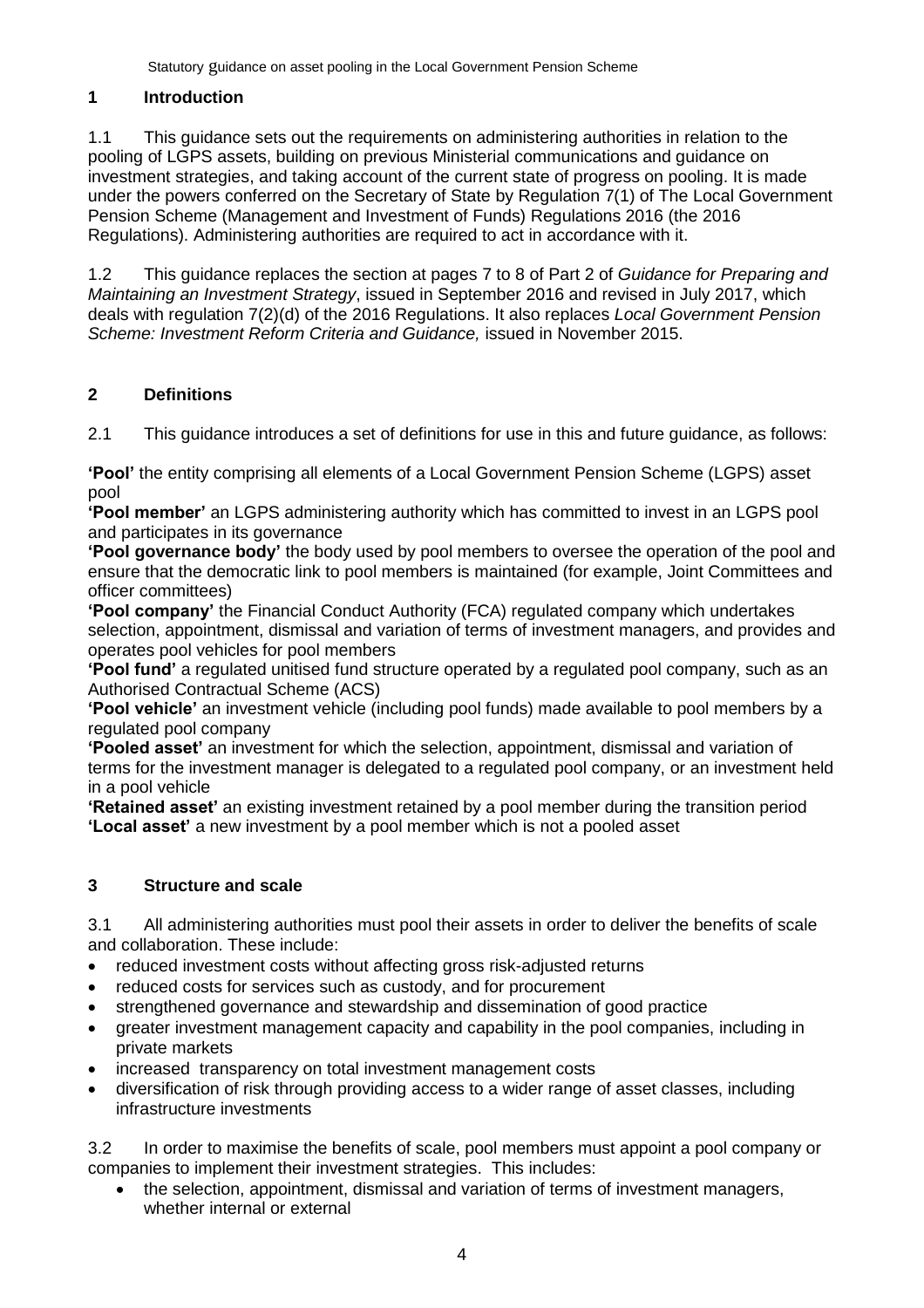## 1 Introduction

1.1 This guidance sets out the requirements on administering authorities in relation to the pooling of LGPS assets, building on previous Ministerial communications and guidance on investment strategies, and taking account of the current state of progress on pooling. It is made under the powers conferred on the Secretary of State by Regulation 7(1) of The Local Government Pension Scheme (Management and Investment of Funds) Regulations 2016 (the 2016 Regulations). Administering authorities are required to act in accordance with it.

1.2 This guidance replaces the section at pages 7 to 8 of Part 2 of *Guidance for Preparing and Maintaining an Investment Strategy*, issued in September 2016 and revised in July 2017, which deals with regulation 7(2)(d) of the 2016 Regulations. It also replaces *Local Government Pension Scheme: Investment Reform Criteria and Guidance,* issued in November 2015.

## 2 Definitions

2.1 This guidance introduces a set of definitions for use in this and future guidance, as follows:

**'Pool'** the entity comprising all elements of a Local Government Pension Scheme (LGPS) asset pool
**'Pool member'** an LGPS administering authority which has committed to invest in an LGPS pool and participates in its governance
**'Pool governance body'** the body used by pool members to oversee the operation of the pool and ensure that the democratic link to pool members is maintained (for example, Joint Committees and officer committees)
**'Pool company'** the Financial Conduct Authority (FCA) regulated company which undertakes selection, appointment, dismissal and variation of terms of investment managers, and provides and operates pool vehicles for pool members
**'Pool fund'** a regulated unitised fund structure operated by a regulated pool company, such as an Authorised Contractual Scheme (ACS)
**'Pool vehicle'** an investment vehicle (including pool funds) made available to pool members by a regulated pool company
**'Pooled asset'** an investment for which the selection, appointment, dismissal and variation of terms for the investment manager is delegated to a regulated pool company, or an investment held in a pool vehicle
**'Retained asset'** an existing investment retained by a pool member during the transition period
**'Local asset'** a new investment by a pool member which is not a pooled asset

## 3 Structure and scale

3.1 All administering authorities must pool their assets in order to deliver the benefits of scale and collaboration. These include:

- reduced investment costs without affecting gross risk-adjusted returns
- reduced costs for services such as custody, and for procurement
- strengthened governance and stewardship and dissemination of good practice
- greater investment management capacity and capability in the pool companies, including in private markets
- increased transparency on total investment management costs
- diversification of risk through providing access to a wider range of asset classes, including infrastructure investments

3.2 In order to maximise the benefits of scale, pool members must appoint a pool company or companies to implement their investment strategies. This includes:

- the selection, appointment, dismissal and variation of terms of investment managers, whether internal or external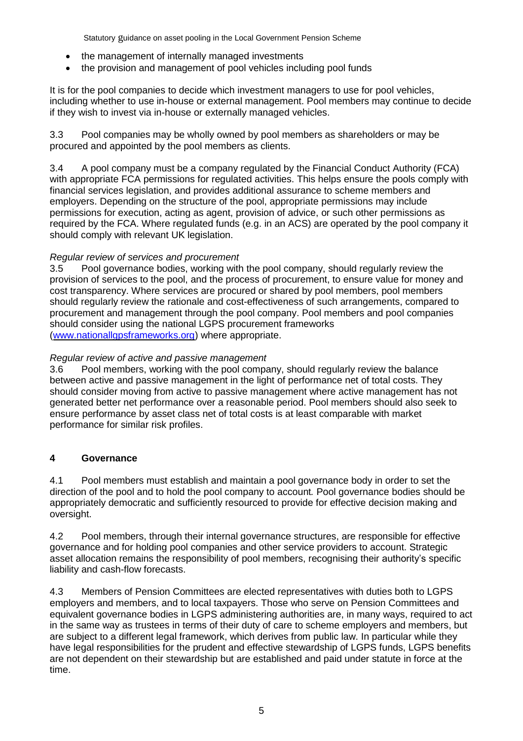- the management of internally managed investments
- the provision and management of pool vehicles including pool funds

It is for the pool companies to decide which investment managers to use for pool vehicles, including whether to use in-house or external management. Pool members may continue to decide if they wish to invest via in-house or externally managed vehicles.

3.3 Pool companies may be wholly owned by pool members as shareholders or may be procured and appointed by the pool members as clients.

3.4 A pool company must be a company regulated by the Financial Conduct Authority (FCA) with appropriate FCA permissions for regulated activities. This helps ensure the pools comply with financial services legislation, and provides additional assurance to scheme members and employers. Depending on the structure of the pool, appropriate permissions may include permissions for execution, acting as agent, provision of advice, or such other permissions as required by the FCA. Where regulated funds (e.g. in an ACS) are operated by the pool company it should comply with relevant UK legislation.

*Regular review of services and procurement*

3.5 Pool governance bodies, working with the pool company, should regularly review the provision of services to the pool, and the process of procurement, to ensure value for money and cost transparency. Where services are procured or shared by pool members, pool members should regularly review the rationale and cost-effectiveness of such arrangements, compared to procurement and management through the pool company. Pool members and pool companies should consider using the national LGPS procurement frameworks (www.nationallgpsframeworks.org) where appropriate.

*Regular review of active and passive management*

3.6 Pool members, working with the pool company, should regularly review the balance between active and passive management in the light of performance net of total costs. They should consider moving from active to passive management where active management has not generated better net performance over a reasonable period. Pool members should also seek to ensure performance by asset class net of total costs is at least comparable with market performance for similar risk profiles.

## 4 Governance

4.1 Pool members must establish and maintain a pool governance body in order to set the direction of the pool and to hold the pool company to account*.* Pool governance bodies should be appropriately democratic and sufficiently resourced to provide for effective decision making and oversight.

4.2 Pool members, through their internal governance structures, are responsible for effective governance and for holding pool companies and other service providers to account. Strategic asset allocation remains the responsibility of pool members, recognising their authority's specific liability and cash-flow forecasts.

4.3 Members of Pension Committees are elected representatives with duties both to LGPS employers and members, and to local taxpayers. Those who serve on Pension Committees and equivalent governance bodies in LGPS administering authorities are, in many ways, required to act in the same way as trustees in terms of their duty of care to scheme employers and members, but are subject to a different legal framework, which derives from public law. In particular while they have legal responsibilities for the prudent and effective stewardship of LGPS funds, LGPS benefits are not dependent on their stewardship but are established and paid under statute in force at the time.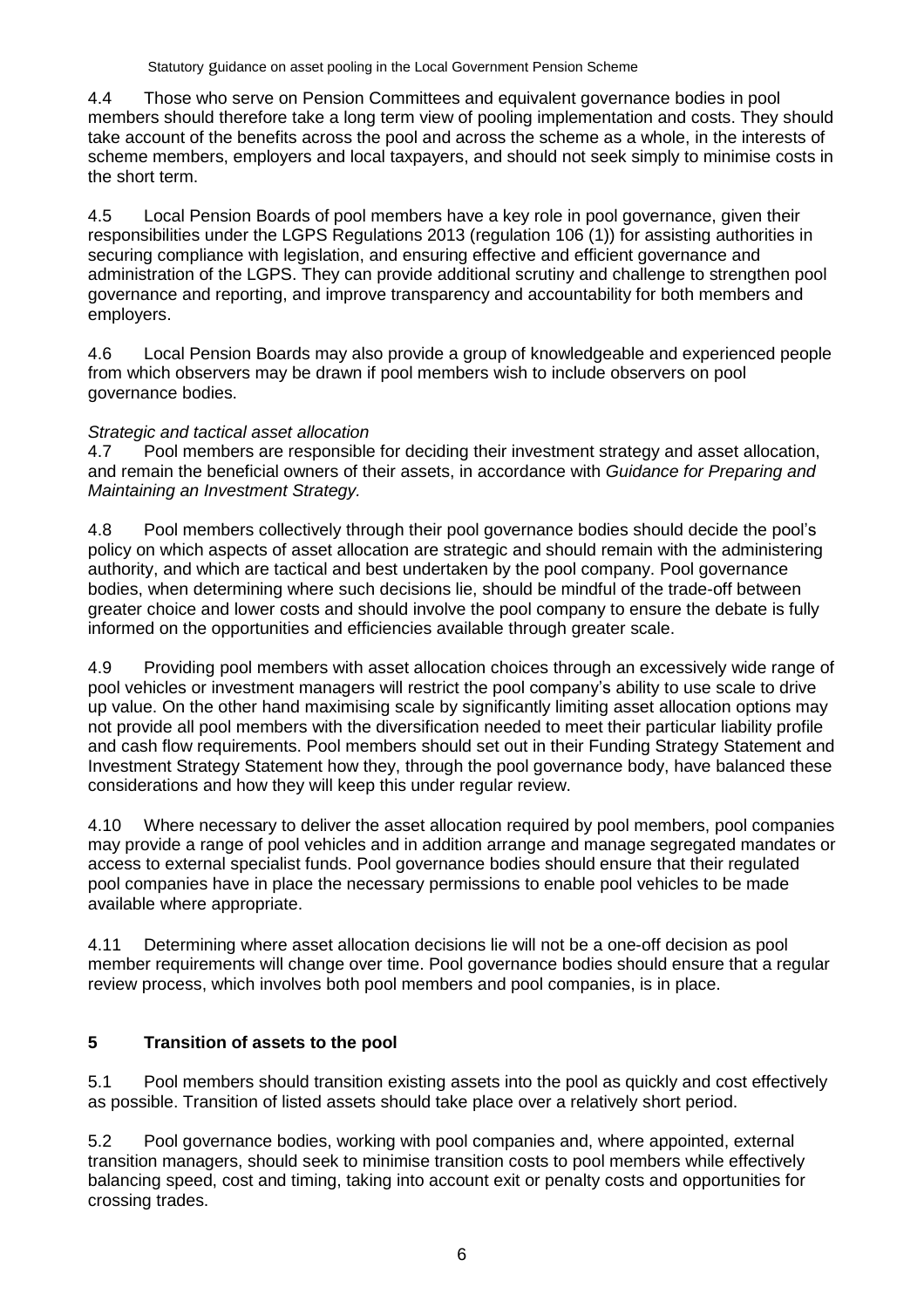4.4 Those who serve on Pension Committees and equivalent governance bodies in pool members should therefore take a long term view of pooling implementation and costs. They should take account of the benefits across the pool and across the scheme as a whole, in the interests of scheme members, employers and local taxpayers, and should not seek simply to minimise costs in the short term.

4.5 Local Pension Boards of pool members have a key role in pool governance, given their responsibilities under the LGPS Regulations 2013 (regulation 106 (1)) for assisting authorities in securing compliance with legislation, and ensuring effective and efficient governance and administration of the LGPS. They can provide additional scrutiny and challenge to strengthen pool governance and reporting, and improve transparency and accountability for both members and employers.

4.6 Local Pension Boards may also provide a group of knowledgeable and experienced people from which observers may be drawn if pool members wish to include observers on pool governance bodies.

*Strategic and tactical asset allocation*

4.7 Pool members are responsible for deciding their investment strategy and asset allocation, and remain the beneficial owners of their assets, in accordance with *Guidance for Preparing and Maintaining an Investment Strategy.*

4.8 Pool members collectively through their pool governance bodies should decide the pool's policy on which aspects of asset allocation are strategic and should remain with the administering authority, and which are tactical and best undertaken by the pool company. Pool governance bodies, when determining where such decisions lie, should be mindful of the trade-off between greater choice and lower costs and should involve the pool company to ensure the debate is fully informed on the opportunities and efficiencies available through greater scale.

4.9 Providing pool members with asset allocation choices through an excessively wide range of pool vehicles or investment managers will restrict the pool company's ability to use scale to drive up value. On the other hand maximising scale by significantly limiting asset allocation options may not provide all pool members with the diversification needed to meet their particular liability profile and cash flow requirements. Pool members should set out in their Funding Strategy Statement and Investment Strategy Statement how they, through the pool governance body, have balanced these considerations and how they will keep this under regular review.

4.10 Where necessary to deliver the asset allocation required by pool members, pool companies may provide a range of pool vehicles and in addition arrange and manage segregated mandates or access to external specialist funds. Pool governance bodies should ensure that their regulated pool companies have in place the necessary permissions to enable pool vehicles to be made available where appropriate.

4.11 Determining where asset allocation decisions lie will not be a one-off decision as pool member requirements will change over time. Pool governance bodies should ensure that a regular review process, which involves both pool members and pool companies, is in place.

## 5 Transition of assets to the pool

5.1 Pool members should transition existing assets into the pool as quickly and cost effectively as possible. Transition of listed assets should take place over a relatively short period.

5.2 Pool governance bodies, working with pool companies and, where appointed, external transition managers, should seek to minimise transition costs to pool members while effectively balancing speed, cost and timing, taking into account exit or penalty costs and opportunities for crossing trades.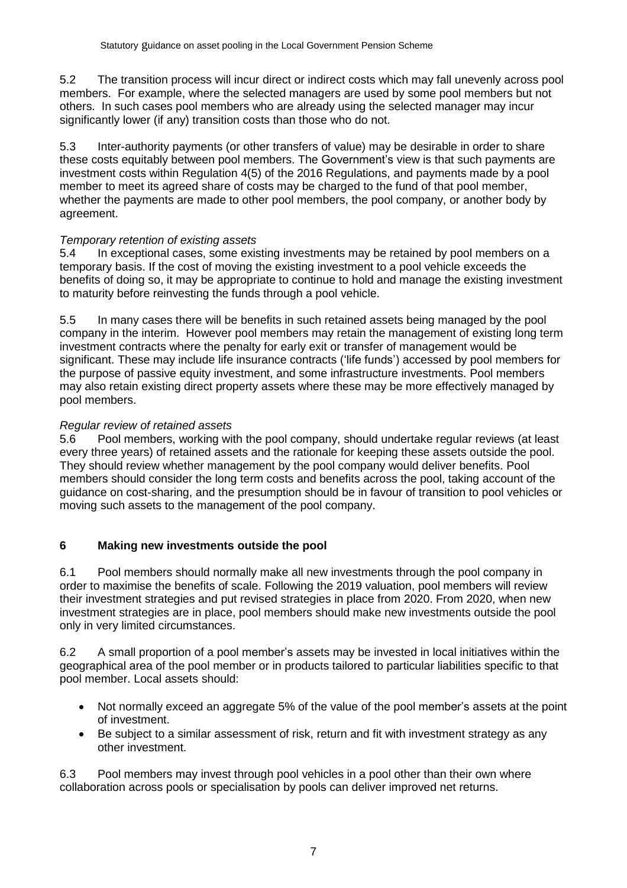5.2 The transition process will incur direct or indirect costs which may fall unevenly across pool members. For example, where the selected managers are used by some pool members but not others. In such cases pool members who are already using the selected manager may incur significantly lower (if any) transition costs than those who do not.

5.3 Inter-authority payments (or other transfers of value) may be desirable in order to share these costs equitably between pool members. The Government's view is that such payments are investment costs within Regulation 4(5) of the 2016 Regulations, and payments made by a pool member to meet its agreed share of costs may be charged to the fund of that pool member, whether the payments are made to other pool members, the pool company, or another body by agreement.

*Temporary retention of existing assets*

5.4 In exceptional cases, some existing investments may be retained by pool members on a temporary basis. If the cost of moving the existing investment to a pool vehicle exceeds the benefits of doing so, it may be appropriate to continue to hold and manage the existing investment to maturity before reinvesting the funds through a pool vehicle.

5.5 In many cases there will be benefits in such retained assets being managed by the pool company in the interim. However pool members may retain the management of existing long term investment contracts where the penalty for early exit or transfer of management would be significant. These may include life insurance contracts ('life funds') accessed by pool members for the purpose of passive equity investment, and some infrastructure investments. Pool members may also retain existing direct property assets where these may be more effectively managed by pool members.

*Regular review of retained assets*

5.6 Pool members, working with the pool company, should undertake regular reviews (at least every three years) of retained assets and the rationale for keeping these assets outside the pool. They should review whether management by the pool company would deliver benefits. Pool members should consider the long term costs and benefits across the pool, taking account of the guidance on cost-sharing, and the presumption should be in favour of transition to pool vehicles or moving such assets to the management of the pool company.

## 6 Making new investments outside the pool

6.1 Pool members should normally make all new investments through the pool company in order to maximise the benefits of scale. Following the 2019 valuation, pool members will review their investment strategies and put revised strategies in place from 2020. From 2020, when new investment strategies are in place, pool members should make new investments outside the pool only in very limited circumstances.

6.2 A small proportion of a pool member's assets may be invested in local initiatives within the geographical area of the pool member or in products tailored to particular liabilities specific to that pool member. Local assets should:

- Not normally exceed an aggregate 5% of the value of the pool member's assets at the point of investment.
- Be subject to a similar assessment of risk, return and fit with investment strategy as any other investment.

6.3 Pool members may invest through pool vehicles in a pool other than their own where collaboration across pools or specialisation by pools can deliver improved net returns.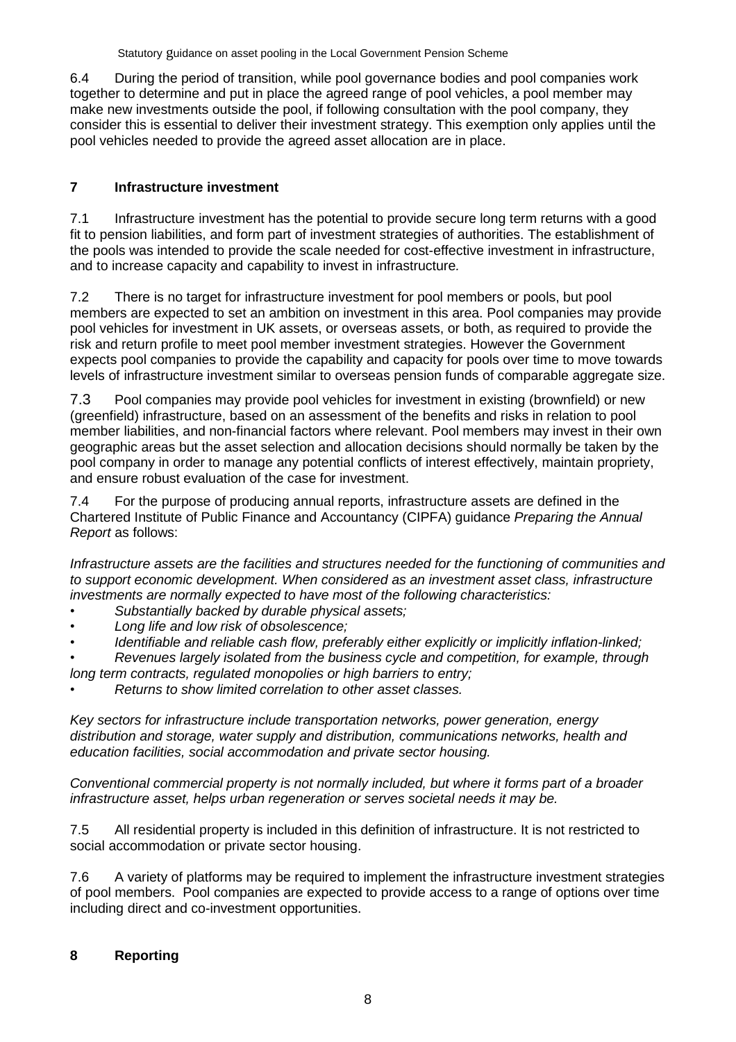6.4 During the period of transition, while pool governance bodies and pool companies work together to determine and put in place the agreed range of pool vehicles, a pool member may make new investments outside the pool, if following consultation with the pool company, they consider this is essential to deliver their investment strategy. This exemption only applies until the pool vehicles needed to provide the agreed asset allocation are in place.

## 7 Infrastructure investment

7.1 Infrastructure investment has the potential to provide secure long term returns with a good fit to pension liabilities, and form part of investment strategies of authorities. The establishment of the pools was intended to provide the scale needed for cost-effective investment in infrastructure, and to increase capacity and capability to invest in infrastructure.

7.2 There is no target for infrastructure investment for pool members or pools, but pool members are expected to set an ambition on investment in this area. Pool companies may provide pool vehicles for investment in UK assets, or overseas assets, or both, as required to provide the risk and return profile to meet pool member investment strategies. However the Government expects pool companies to provide the capability and capacity for pools over time to move towards levels of infrastructure investment similar to overseas pension funds of comparable aggregate size.

7.3 Pool companies may provide pool vehicles for investment in existing (brownfield) or new (greenfield) infrastructure, based on an assessment of the benefits and risks in relation to pool member liabilities, and non-financial factors where relevant. Pool members may invest in their own geographic areas but the asset selection and allocation decisions should normally be taken by the pool company in order to manage any potential conflicts of interest effectively, maintain propriety, and ensure robust evaluation of the case for investment.

7.4 For the purpose of producing annual reports, infrastructure assets are defined in the Chartered Institute of Public Finance and Accountancy (CIPFA) guidance *Preparing the Annual Report* as follows:

*Infrastructure assets are the facilities and structures needed for the functioning of communities and to support economic development. When considered as an investment asset class, infrastructure investments are normally expected to have most of the following characteristics:*

- *Substantially backed by durable physical assets;*
- *Long life and low risk of obsolescence;*
- *Identifiable and reliable cash flow, preferably either explicitly or implicitly inflation-linked;*
- *Revenues largely isolated from the business cycle and competition, for example, through long term contracts, regulated monopolies or high barriers to entry;*
- *Returns to show limited correlation to other asset classes.*

*Key sectors for infrastructure include transportation networks, power generation, energy distribution and storage, water supply and distribution, communications networks, health and education facilities, social accommodation and private sector housing.*

*Conventional commercial property is not normally included, but where it forms part of a broader infrastructure asset, helps urban regeneration or serves societal needs it may be.*

7.5 All residential property is included in this definition of infrastructure. It is not restricted to social accommodation or private sector housing.

7.6 A variety of platforms may be required to implement the infrastructure investment strategies of pool members. Pool companies are expected to provide access to a range of options over time including direct and co-investment opportunities.

## 8 Reporting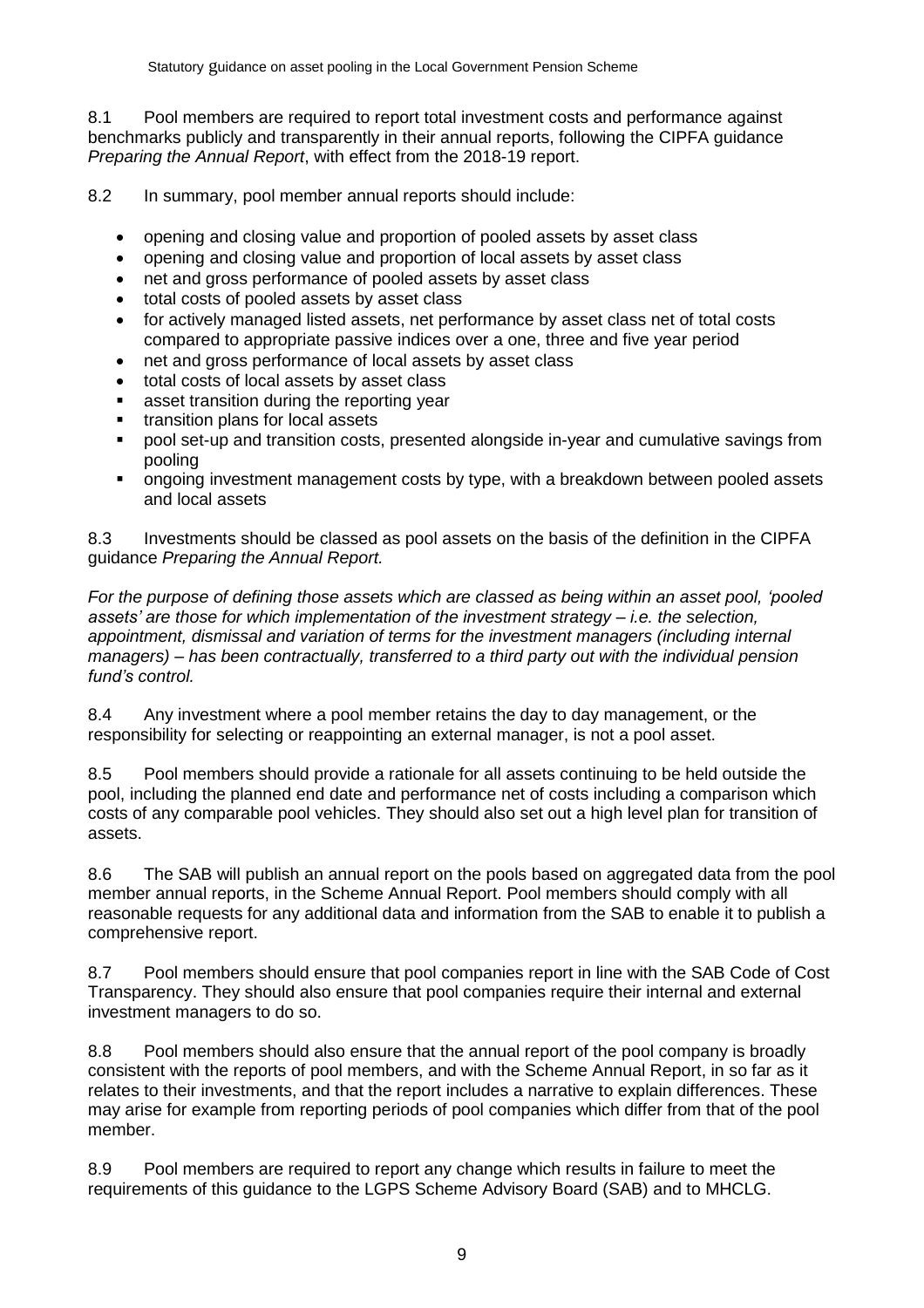8.1 Pool members are required to report total investment costs and performance against benchmarks publicly and transparently in their annual reports, following the CIPFA guidance *Preparing the Annual Report*, with effect from the 2018-19 report.

8.2 In summary, pool member annual reports should include:

- opening and closing value and proportion of pooled assets by asset class
- opening and closing value and proportion of local assets by asset class
- net and gross performance of pooled assets by asset class
- total costs of pooled assets by asset class
- for actively managed listed assets, net performance by asset class net of total costs compared to appropriate passive indices over a one, three and five year period
- net and gross performance of local assets by asset class
- total costs of local assets by asset class
- asset transition during the reporting year
- transition plans for local assets
- pool set-up and transition costs, presented alongside in-year and cumulative savings from pooling
- ongoing investment management costs by type, with a breakdown between pooled assets and local assets

8.3 Investments should be classed as pool assets on the basis of the definition in the CIPFA guidance *Preparing the Annual Report.*

*For the purpose of defining those assets which are classed as being within an asset pool, 'pooled assets' are those for which implementation of the investment strategy – i.e. the selection, appointment, dismissal and variation of terms for the investment managers (including internal managers) – has been contractually, transferred to a third party out with the individual pension fund's control.*

8.4 Any investment where a pool member retains the day to day management, or the responsibility for selecting or reappointing an external manager, is not a pool asset.

8.5 Pool members should provide a rationale for all assets continuing to be held outside the pool, including the planned end date and performance net of costs including a comparison which costs of any comparable pool vehicles. They should also set out a high level plan for transition of assets.

8.6 The SAB will publish an annual report on the pools based on aggregated data from the pool member annual reports, in the Scheme Annual Report. Pool members should comply with all reasonable requests for any additional data and information from the SAB to enable it to publish a comprehensive report.

8.7 Pool members should ensure that pool companies report in line with the SAB Code of Cost Transparency. They should also ensure that pool companies require their internal and external investment managers to do so.

8.8 Pool members should also ensure that the annual report of the pool company is broadly consistent with the reports of pool members, and with the Scheme Annual Report, in so far as it relates to their investments, and that the report includes a narrative to explain differences. These may arise for example from reporting periods of pool companies which differ from that of the pool member.

8.9 Pool members are required to report any change which results in failure to meet the requirements of this guidance to the LGPS Scheme Advisory Board (SAB) and to MHCLG.